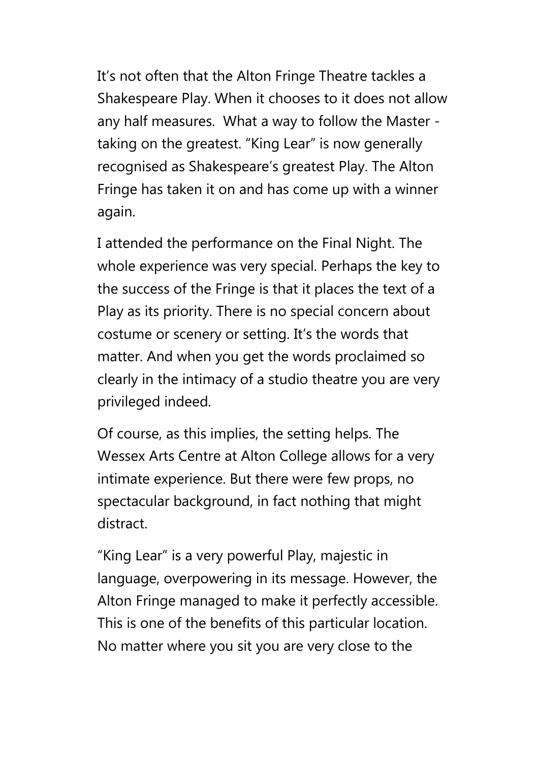It’s not often that the Alton Fringe Theatre tackles a Shakespeare Play. When it chooses to it does not allow any half measures. What a way to follow the Master - taking on the greatest. “King Lear” is now generally recognised as Shakespeare’s greatest Play. The Alton Fringe has taken it on and has come up with a winner again.

I attended the performance on the Final Night. The whole experience was very special. Perhaps the key to the success of the Fringe is that it places the text of a Play as its priority. There is no special concern about costume or scenery or setting. It’s the words that matter. And when you get the words proclaimed so clearly in the intimacy of a studio theatre you are very privileged indeed.

Of course, as this implies, the setting helps. The Wessex Arts Centre at Alton College allows for a very intimate experience. But there were few props, no spectacular background, in fact nothing that might distract.

“King Lear” is a very powerful Play, majestic in language, overpowering in its message. However, the Alton Fringe managed to make it perfectly accessible. This is one of the benefits of this particular location. No matter where you sit you are very close to the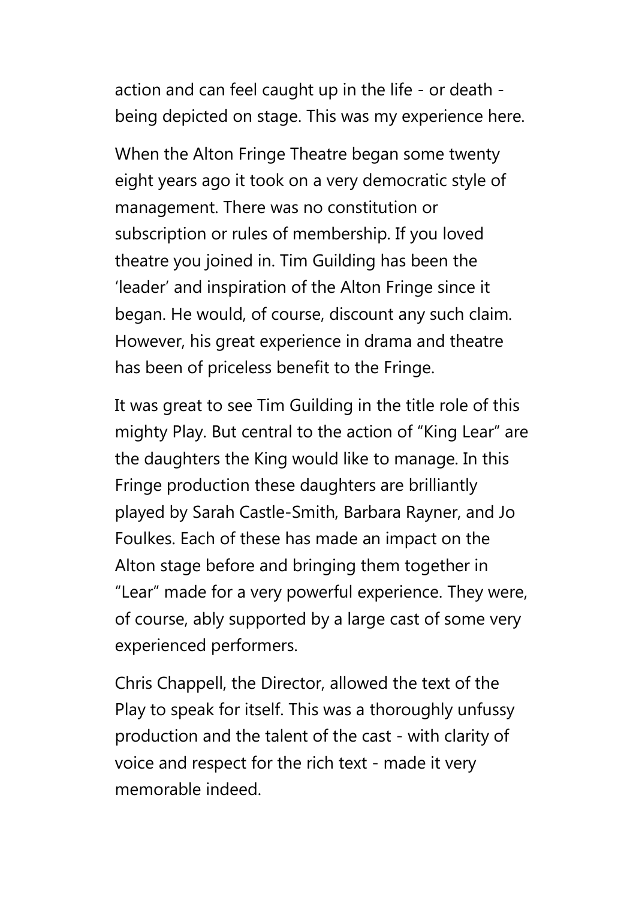action and can feel caught up in the life - or death - being depicted on stage. This was my experience here.

When the Alton Fringe Theatre began some twenty eight years ago it took on a very democratic style of management. There was no constitution or subscription or rules of membership. If you loved theatre you joined in. Tim Guilding has been the 'leader' and inspiration of the Alton Fringe since it began. He would, of course, discount any such claim. However, his great experience in drama and theatre has been of priceless benefit to the Fringe.

It was great to see Tim Guilding in the title role of this mighty Play. But central to the action of "King Lear" are the daughters the King would like to manage. In this Fringe production these daughters are brilliantly played by Sarah Castle-Smith, Barbara Rayner, and Jo Foulkes. Each of these has made an impact on the Alton stage before and bringing them together in "Lear" made for a very powerful experience. They were, of course, ably supported by a large cast of some very experienced performers.

Chris Chappell, the Director, allowed the text of the Play to speak for itself. This was a thoroughly unfussy production and the talent of the cast - with clarity of voice and respect for the rich text - made it very memorable indeed.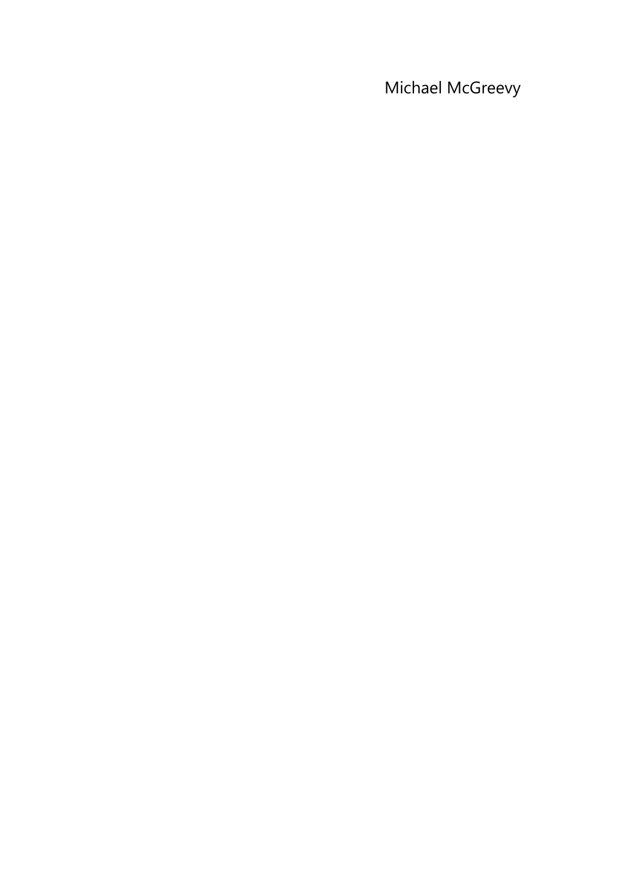Michael McGreevy